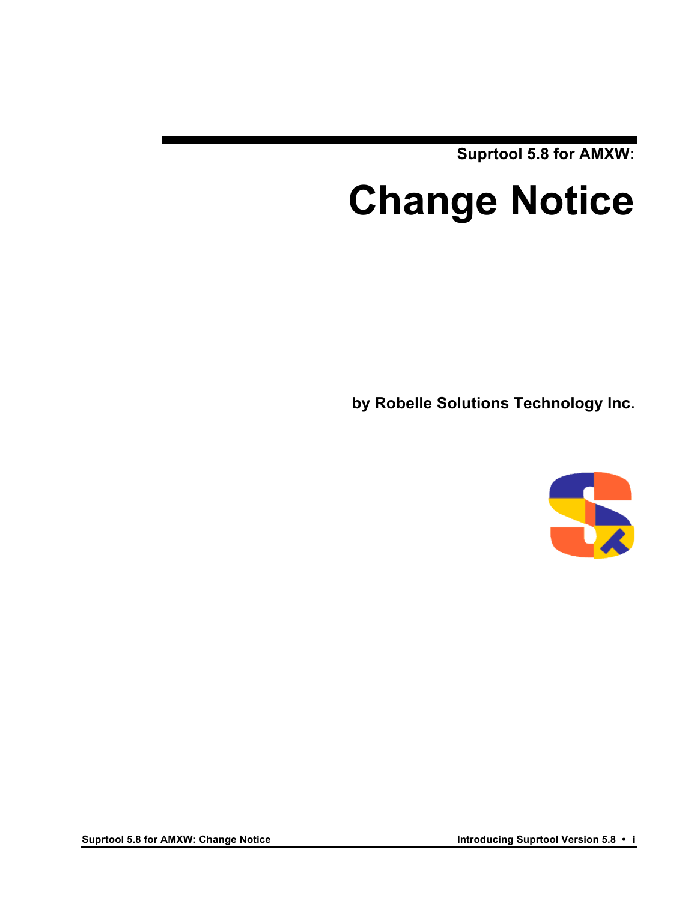Suprtool 5.8 for AMXW:

# Change Notice

**by Robelle Solutions Technology Inc.**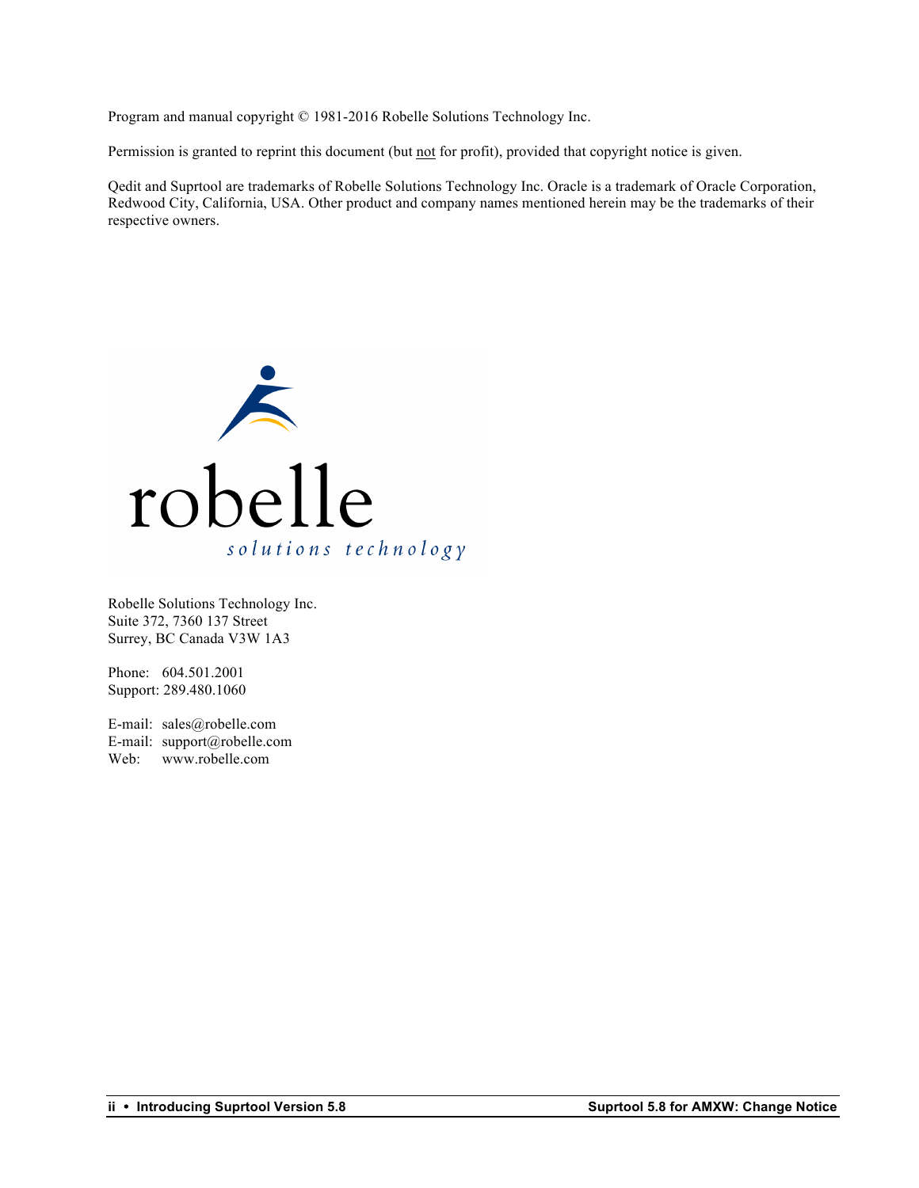Program and manual copyright © 1981-2016 Robelle Solutions Technology Inc.

Permission is granted to reprint this document (but not for profit), provided that copyright notice is given.

Qedit and Suprtool are trademarks of Robelle Solutions Technology Inc. Oracle is a trademark of Oracle Corporation, Redwood City, California, USA. Other product and company names mentioned herein may be the trademarks of their respective owners.

robelle
*solutions technology*

Robelle Solutions Technology Inc.
Suite 372, 7360 137 Street
Surrey, BC Canada V3W 1A3

Phone: 604.501.2001
Support: 289.480.1060

E-mail: sales@robelle.com
E-mail: support@robelle.com
Web: www.robelle.com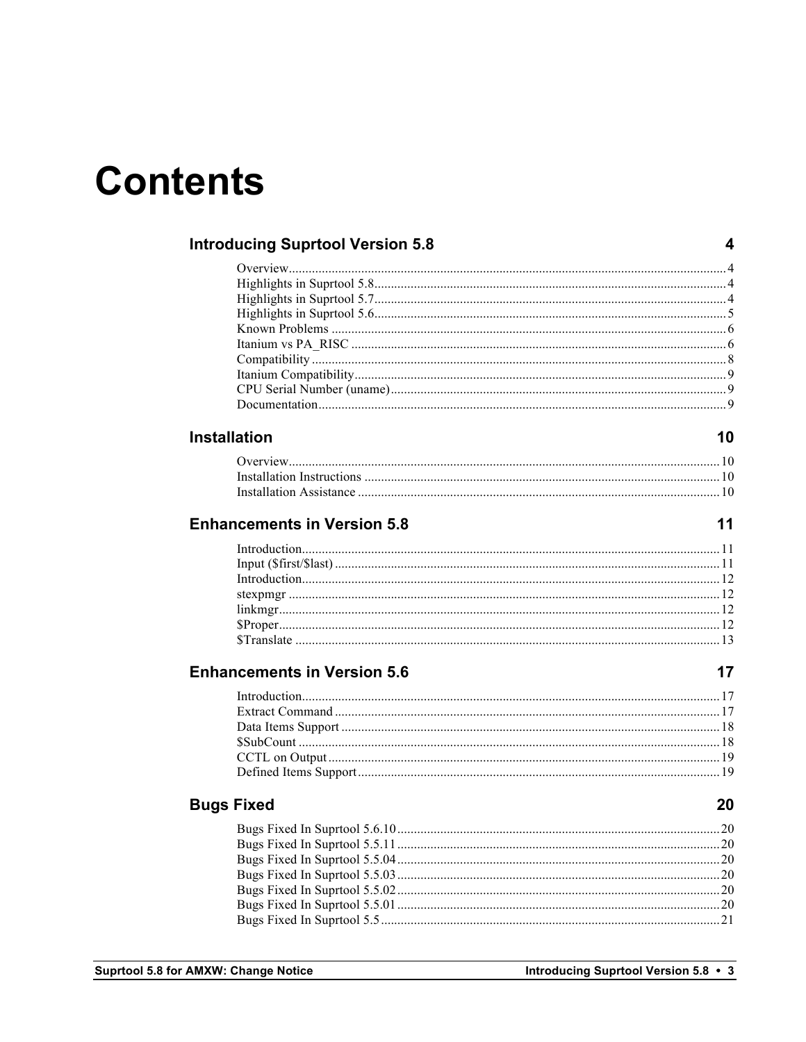# Contents

## Introducing Suprtool Version 5.8 — 4

- Overview — 4
- Highlights in Suprtool 5.8 — 4
- Highlights in Suprtool 5.7 — 4
- Highlights in Suprtool 5.6 — 5
- Known Problems — 6
- Itanium vs PA_RISC — 6
- Compatibility — 8
- Itanium Compatibility — 9
- CPU Serial Number (uname) — 9
- Documentation — 9

## Installation — 10

- Overview — 10
- Installation Instructions — 10
- Installation Assistance — 10

## Enhancements in Version 5.8 — 11

- Introduction — 11
- Input ($first/$last) — 11
- Introduction — 12
- stexpmgr — 12
- linkmgr — 12
- $Proper — 12
- $Translate — 13

## Enhancements in Version 5.6 — 17

- Introduction — 17
- Extract Command — 17
- Data Items Support — 18
- $SubCount — 18
- CCTL on Output — 19
- Defined Items Support — 19

## Bugs Fixed — 20

- Bugs Fixed In Suprtool 5.6.10 — 20
- Bugs Fixed In Suprtool 5.5.11 — 20
- Bugs Fixed In Suprtool 5.5.04 — 20
- Bugs Fixed In Suprtool 5.5.03 — 20
- Bugs Fixed In Suprtool 5.5.02 — 20
- Bugs Fixed In Suprtool 5.5.01 — 20
- Bugs Fixed In Suprtool 5.5 — 21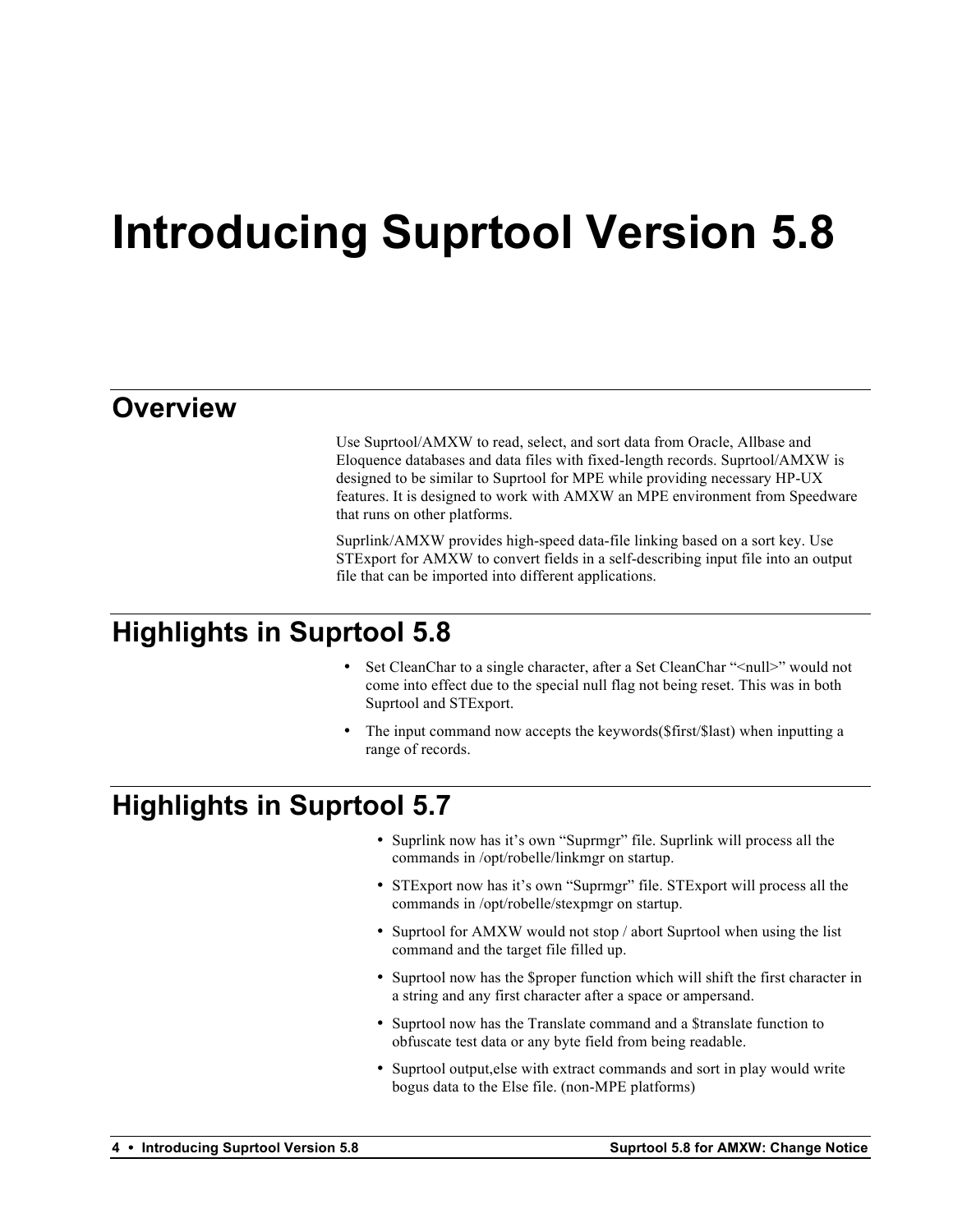# Introducing Suprtool Version 5.8

## Overview

Use Suprtool/AMXW to read, select, and sort data from Oracle, Allbase and Eloquence databases and data files with fixed-length records. Suprtool/AMXW is designed to be similar to Suprtool for MPE while providing necessary HP-UX features. It is designed to work with AMXW an MPE environment from Speedware that runs on other platforms.

Suprlink/AMXW provides high-speed data-file linking based on a sort key. Use STExport for AMXW to convert fields in a self-describing input file into an output file that can be imported into different applications.

## Highlights in Suprtool 5.8

- Set CleanChar to a single character, after a Set CleanChar "<null>" would not come into effect due to the special null flag not being reset. This was in both Suprtool and STExport.
- The input command now accepts the keywords($first/$last) when inputting a range of records.

## Highlights in Suprtool 5.7

- Suprlink now has it's own "Suprmgr" file. Suprlink will process all the commands in /opt/robelle/linkmgr on startup.
- STExport now has it's own "Suprmgr" file. STExport will process all the commands in /opt/robelle/stexpmgr on startup.
- Suprtool for AMXW would not stop / abort Suprtool when using the list command and the target file filled up.
- Suprtool now has the $proper function which will shift the first character in a string and any first character after a space or ampersand.
- Suprtool now has the Translate command and a $translate function to obfuscate test data or any byte field from being readable.
- Suprtool output,else with extract commands and sort in play would write bogus data to the Else file. (non-MPE platforms)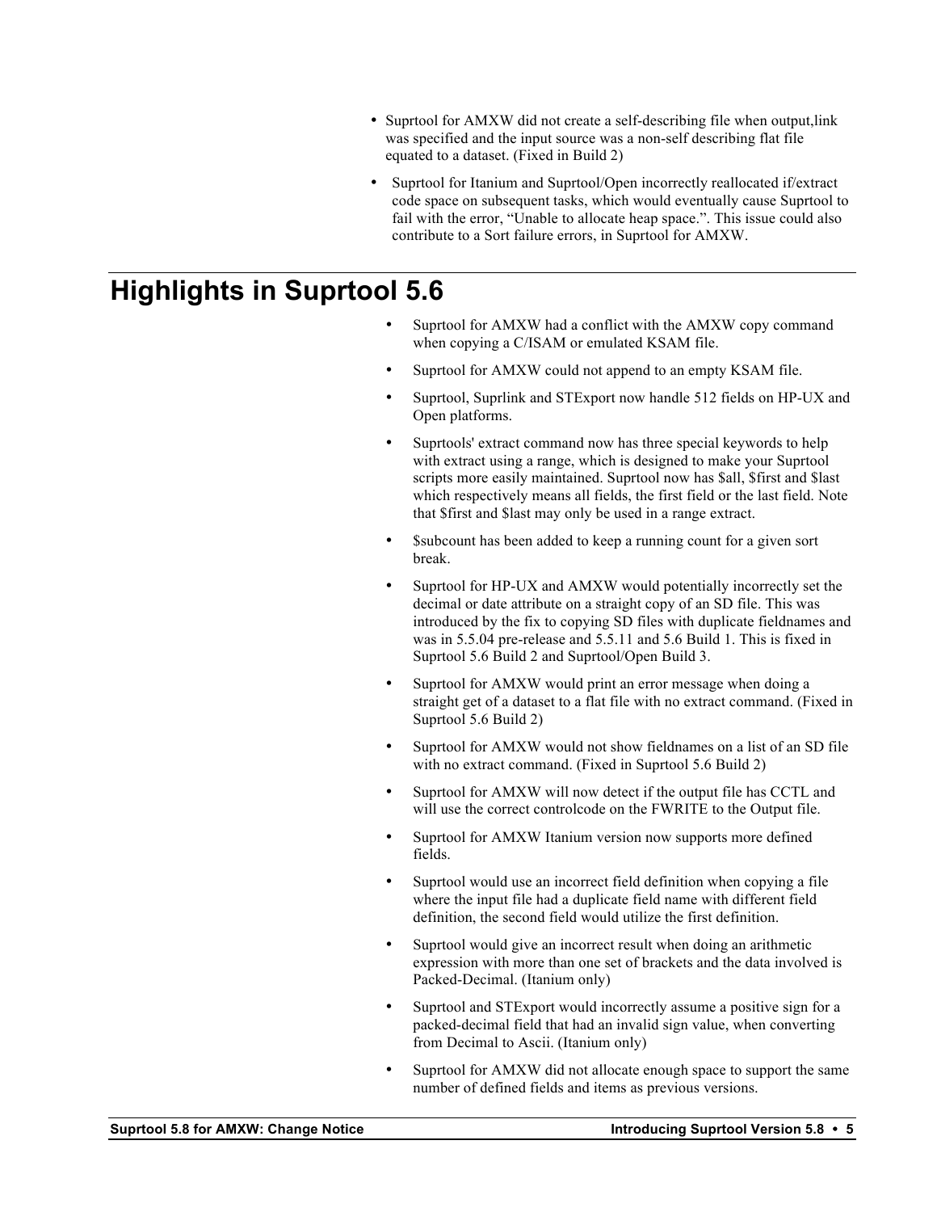- Suprtool for AMXW did not create a self-describing file when output,link was specified and the input source was a non-self describing flat file equated to a dataset. (Fixed in Build 2)
- Suprtool for Itanium and Suprtool/Open incorrectly reallocated if/extract code space on subsequent tasks, which would eventually cause Suprtool to fail with the error, "Unable to allocate heap space.". This issue could also contribute to a Sort failure errors, in Suprtool for AMXW.

# Highlights in Suprtool 5.6

- Suprtool for AMXW had a conflict with the AMXW copy command when copying a C/ISAM or emulated KSAM file.
- Suprtool for AMXW could not append to an empty KSAM file.
- Suprtool, Suprlink and STExport now handle 512 fields on HP-UX and Open platforms.
- Suprtools' extract command now has three special keywords to help with extract using a range, which is designed to make your Suprtool scripts more easily maintained. Suprtool now has $all, $first and $last which respectively means all fields, the first field or the last field. Note that $first and $last may only be used in a range extract.
- $subcount has been added to keep a running count for a given sort break.
- Suprtool for HP-UX and AMXW would potentially incorrectly set the decimal or date attribute on a straight copy of an SD file. This was introduced by the fix to copying SD files with duplicate fieldnames and was in 5.5.04 pre-release and 5.5.11 and 5.6 Build 1. This is fixed in Suprtool 5.6 Build 2 and Suprtool/Open Build 3.
- Suprtool for AMXW would print an error message when doing a straight get of a dataset to a flat file with no extract command. (Fixed in Suprtool 5.6 Build 2)
- Suprtool for AMXW would not show fieldnames on a list of an SD file with no extract command. (Fixed in Suprtool 5.6 Build 2)
- Suprtool for AMXW will now detect if the output file has CCTL and will use the correct controlcode on the FWRITE to the Output file.
- Suprtool for AMXW Itanium version now supports more defined fields.
- Suprtool would use an incorrect field definition when copying a file where the input file had a duplicate field name with different field definition, the second field would utilize the first definition.
- Suprtool would give an incorrect result when doing an arithmetic expression with more than one set of brackets and the data involved is Packed-Decimal. (Itanium only)
- Suprtool and STExport would incorrectly assume a positive sign for a packed-decimal field that had an invalid sign value, when converting from Decimal to Ascii. (Itanium only)
- Suprtool for AMXW did not allocate enough space to support the same number of defined fields and items as previous versions.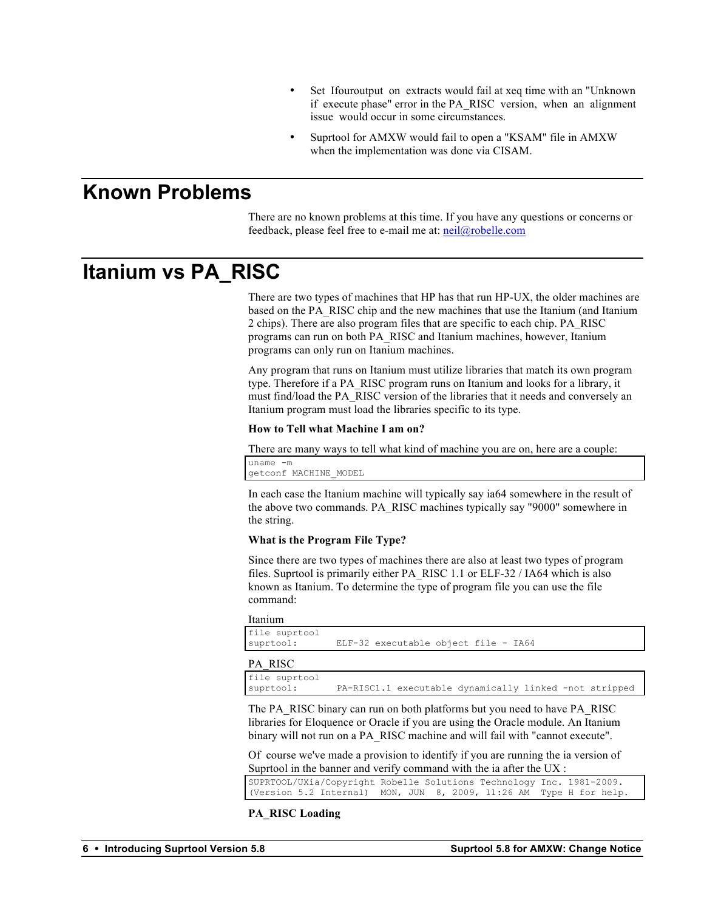- Set Ifouroutput on extracts would fail at xeq time with an "Unknown if execute phase" error in the PA_RISC version, when an alignment issue would occur in some circumstances.
- Suprtool for AMXW would fail to open a "KSAM" file in AMXW when the implementation was done via CISAM.

# Known Problems

There are no known problems at this time. If you have any questions or concerns or feedback, please feel free to e-mail me at: neil@robelle.com

# Itanium vs PA_RISC

There are two types of machines that HP has that run HP-UX, the older machines are based on the PA_RISC chip and the new machines that use the Itanium (and Itanium 2 chips). There are also program files that are specific to each chip. PA_RISC programs can run on both PA_RISC and Itanium machines, however, Itanium programs can only run on Itanium machines.

Any program that runs on Itanium must utilize libraries that match its own program type. Therefore if a PA_RISC program runs on Itanium and looks for a library, it must find/load the PA_RISC version of the libraries that it needs and conversely an Itanium program must load the libraries specific to its type.

**How to Tell what Machine I am on?**

There are many ways to tell what kind of machine you are on, here are a couple:

```
uname -m
getconf MACHINE_MODEL
```

In each case the Itanium machine will typically say ia64 somewhere in the result of the above two commands. PA_RISC machines typically say "9000" somewhere in the string.

**What is the Program File Type?**

Since there are two types of machines there are also at least two types of program files. Suprtool is primarily either PA_RISC 1.1 or ELF-32 / IA64 which is also known as Itanium. To determine the type of program file you can use the file command:

Itanium

```
file suprtool
suprtool:       ELF-32 executable object file - IA64
```

PA_RISC

```
file suprtool
suprtool:       PA-RISC1.1 executable dynamically linked -not stripped
```

The PA_RISC binary can run on both platforms but you need to have PA_RISC libraries for Eloquence or Oracle if you are using the Oracle module. An Itanium binary will not run on a PA_RISC machine and will fail with "cannot execute".

Of course we've made a provision to identify if you are running the ia version of Suprtool in the banner and verify command with the ia after the UX :

```
SUPRTOOL/UXia/Copyright Robelle Solutions Technology Inc. 1981-2009.
(Version 5.2 Internal)  MON, JUN  8, 2009, 11:26 AM  Type H for help.
```

**PA_RISC Loading**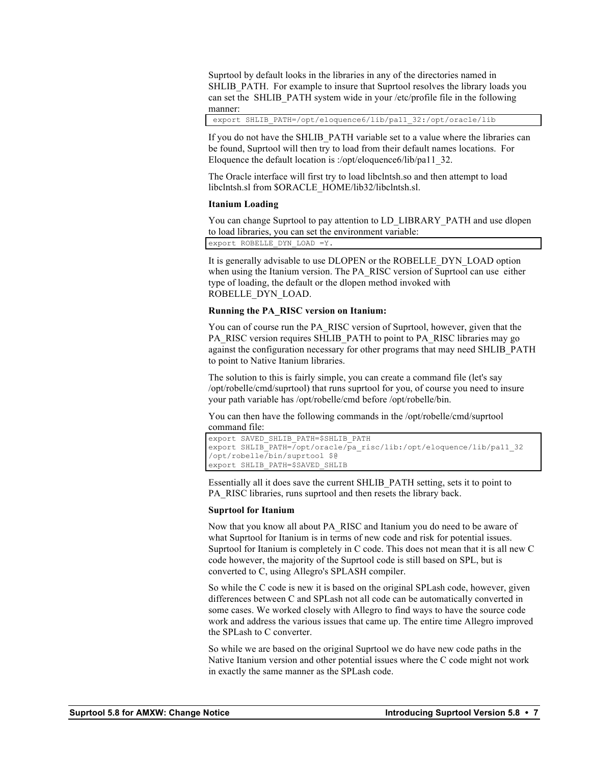Suprtool by default looks in the libraries in any of the directories named in SHLIB_PATH. For example to insure that Suprtool resolves the library loads you can set the SHLIB_PATH system wide in your /etc/profile file in the following manner:

```
export SHLIB_PATH=/opt/eloquence6/lib/pa11_32:/opt/oracle/lib
```

If you do not have the SHLIB_PATH variable set to a value where the libraries can be found, Suprtool will then try to load from their default names locations. For Eloquence the default location is :/opt/eloquence6/lib/pa11_32.

The Oracle interface will first try to load libclntsh.so and then attempt to load libclntsh.sl from $ORACLE_HOME/lib32/libclntsh.sl.

**Itanium Loading**

You can change Suprtool to pay attention to LD_LIBRARY_PATH and use dlopen to load libraries, you can set the environment variable:

```
export ROBELLE_DYN_LOAD =Y.
```

It is generally advisable to use DLOPEN or the ROBELLE_DYN_LOAD option when using the Itanium version. The PA_RISC version of Suprtool can use either type of loading, the default or the dlopen method invoked with ROBELLE_DYN_LOAD.

**Running the PA_RISC version on Itanium:**

You can of course run the PA_RISC version of Suprtool, however, given that the PA_RISC version requires SHLIB_PATH to point to PA_RISC libraries may go against the configuration necessary for other programs that may need SHLIB_PATH to point to Native Itanium libraries.

The solution to this is fairly simple, you can create a command file (let's say /opt/robelle/cmd/suprtool) that runs suprtool for you, of course you need to insure your path variable has /opt/robelle/cmd before /opt/robelle/bin.

You can then have the following commands in the /opt/robelle/cmd/suprtool command file:

```
export SAVED_SHLIB_PATH=$SHLIB_PATH
export SHLIB_PATH=/opt/oracle/pa_risc/lib:/opt/eloquence/lib/pa11_32
/opt/robelle/bin/suprtool $@
export SHLIB_PATH=$SAVED_SHLIB
```

Essentially all it does save the current SHLIB_PATH setting, sets it to point to PA_RISC libraries, runs suprtool and then resets the library back.

**Suprtool for Itanium**

Now that you know all about PA_RISC and Itanium you do need to be aware of what Suprtool for Itanium is in terms of new code and risk for potential issues. Suprtool for Itanium is completely in C code. This does not mean that it is all new C code however, the majority of the Suprtool code is still based on SPL, but is converted to C, using Allegro's SPLASH compiler.

So while the C code is new it is based on the original SPLash code, however, given differences between C and SPLash not all code can be automatically converted in some cases. We worked closely with Allegro to find ways to have the source code work and address the various issues that came up. The entire time Allegro improved the SPLash to C converter.

So while we are based on the original Suprtool we do have new code paths in the Native Itanium version and other potential issues where the C code might not work in exactly the same manner as the SPLash code.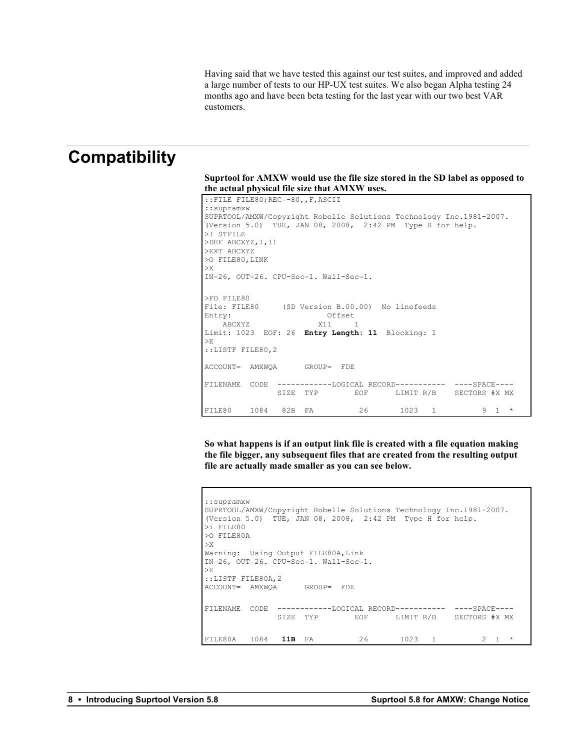Having said that we have tested this against our test suites, and improved and added a large number of tests to our HP-UX test suites. We also began Alpha testing 24 months ago and have been beta testing for the last year with our two best VAR customers.

## Compatibility

**Suprtool for AMXW would use the file size stored in the SD label as opposed to the actual physical file size that AMXW uses.**

```
::FILE FILE80;REC=-80,,F,ASCII
::supramxw
SUPRTOOL/AMXW/Copyright Robelle Solutions Technology Inc.1981-2007.
(Version 5.0)  TUE, JAN 08, 2008,  2:42 PM  Type H for help.
>I STFILE
>DEF ABCXYZ,1,11
>EXT ABCXYZ
>O FILE80,LINK
>X
IN=26, OUT=26. CPU-Sec=1. Wall-Sec=1.

>FO FILE80
File: FILE80     (SD Version B.00.00)  No linefeeds
Entry:                     Offset
    ABCXYZ               X11     1
Limit: 1023  EOF: 26  Entry Length: 11  Blocking: 1
>E
::LISTF FILE80,2

ACCOUNT=  AMXWQA       GROUP=  FDE

FILENAME  CODE  ------------LOGICAL RECORD-----------  ----SPACE----
                  SIZE  TYP        EOF      LIMIT R/B    SECTORS #X MX

FILE80    1084   82B  FA          26       1023   1          9  1  *
```

**So what happens is if an output link file is created with a file equation making the file bigger, any subsequent files that are created from the resulting output file are actually made smaller as you can see below.**

```
::supramxw
SUPRTOOL/AMXW/Copyright Robelle Solutions Technology Inc.1981-2007.
(Version 5.0)  TUE, JAN 08, 2008,  2:42 PM  Type H for help.
>i FILE80
>O FILE80A
>X
Warning:  Using Output FILE80A,Link
IN=26, OUT=26. CPU-Sec=1. Wall-Sec=1.
>E
::LISTF FILE80A,2
ACCOUNT=  AMXWQA       GROUP=  FDE

FILENAME  CODE  ------------LOGICAL RECORD-----------  ----SPACE----
                  SIZE  TYP        EOF      LIMIT R/B    SECTORS #X MX

FILE80A   1084   11B  FA          26       1023   1          2  1  *
```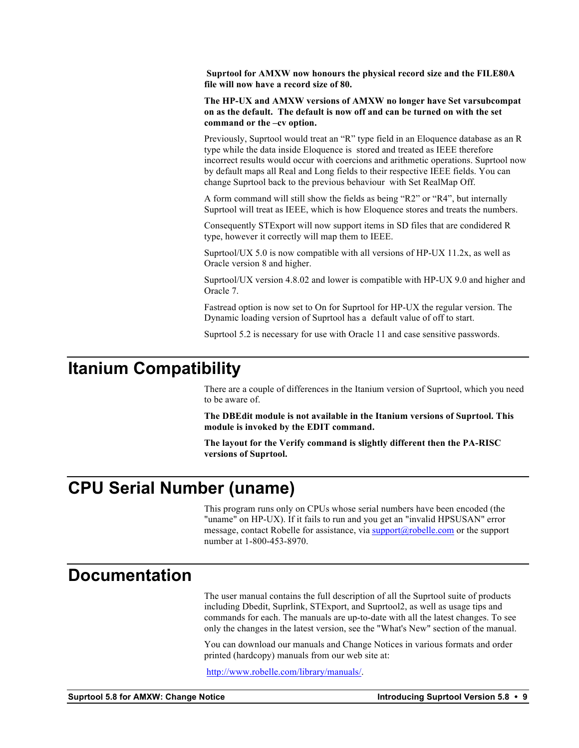**Suprtool for AMXW now honours the physical record size and the FILE80A file will now have a record size of 80.**

**The HP-UX and AMXW versions of AMXW no longer have Set varsubcompat on as the default. The default is now off and can be turned on with the set command or the –cv option.**

Previously, Suprtool would treat an "R" type field in an Eloquence database as an R type while the data inside Eloquence is stored and treated as IEEE therefore incorrect results would occur with coercions and arithmetic operations. Suprtool now by default maps all Real and Long fields to their respective IEEE fields. You can change Suprtool back to the previous behaviour with Set RealMap Off.

A form command will still show the fields as being "R2" or "R4", but internally Suprtool will treat as IEEE, which is how Eloquence stores and treats the numbers.

Consequently STExport will now support items in SD files that are condidered R type, however it correctly will map them to IEEE.

Suprtool/UX 5.0 is now compatible with all versions of HP-UX 11.2x, as well as Oracle version 8 and higher.

Suprtool/UX version 4.8.02 and lower is compatible with HP-UX 9.0 and higher and Oracle 7.

Fastread option is now set to On for Suprtool for HP-UX the regular version. The Dynamic loading version of Suprtool has a default value of off to start.

Suprtool 5.2 is necessary for use with Oracle 11 and case sensitive passwords.

## Itanium Compatibility

There are a couple of differences in the Itanium version of Suprtool, which you need to be aware of.

**The DBEdit module is not available in the Itanium versions of Suprtool. This module is invoked by the EDIT command.**

**The layout for the Verify command is slightly different then the PA-RISC versions of Suprtool.**

## CPU Serial Number (uname)

This program runs only on CPUs whose serial numbers have been encoded (the "uname" on HP-UX). If it fails to run and you get an "invalid HPSUSAN" error message, contact Robelle for assistance, via support@robelle.com or the support number at 1-800-453-8970.

## Documentation

The user manual contains the full description of all the Suprtool suite of products including Dbedit, Suprlink, STExport, and Suprtool2, as well as usage tips and commands for each. The manuals are up-to-date with all the latest changes. To see only the changes in the latest version, see the "What's New" section of the manual.

You can download our manuals and Change Notices in various formats and order printed (hardcopy) manuals from our web site at:

http://www.robelle.com/library/manuals/.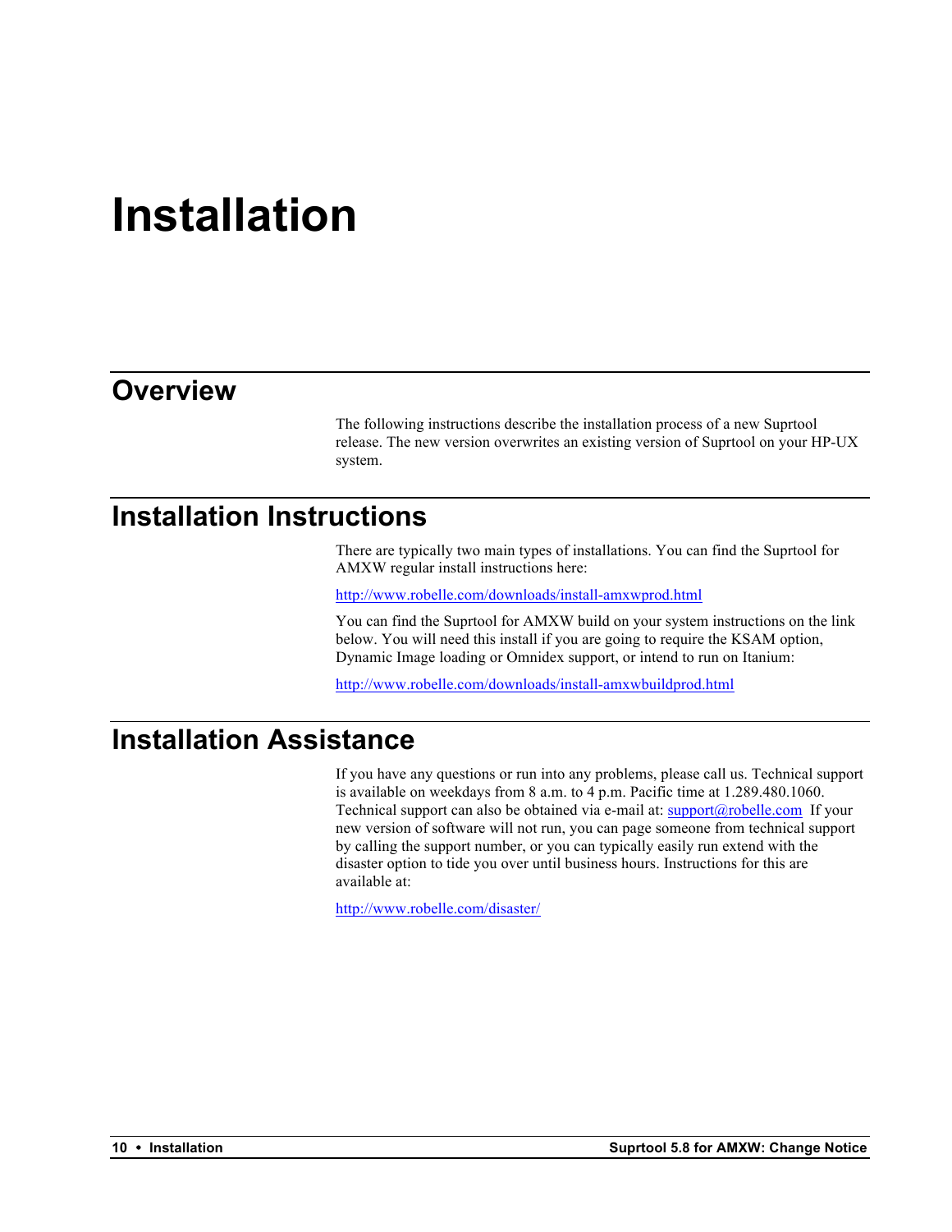# Installation

## Overview

The following instructions describe the installation process of a new Suprtool release. The new version overwrites an existing version of Suprtool on your HP-UX system.

## Installation Instructions

There are typically two main types of installations. You can find the Suprtool for AMXW regular install instructions here:

http://www.robelle.com/downloads/install-amxwprod.html

You can find the Suprtool for AMXW build on your system instructions on the link below. You will need this install if you are going to require the KSAM option, Dynamic Image loading or Omnidex support, or intend to run on Itanium:

http://www.robelle.com/downloads/install-amxwbuildprod.html

## Installation Assistance

If you have any questions or run into any problems, please call us. Technical support is available on weekdays from 8 a.m. to 4 p.m. Pacific time at 1.289.480.1060. Technical support can also be obtained via e-mail at: support@robelle.com If your new version of software will not run, you can page someone from technical support by calling the support number, or you can typically easily run extend with the disaster option to tide you over until business hours. Instructions for this are available at:

http://www.robelle.com/disaster/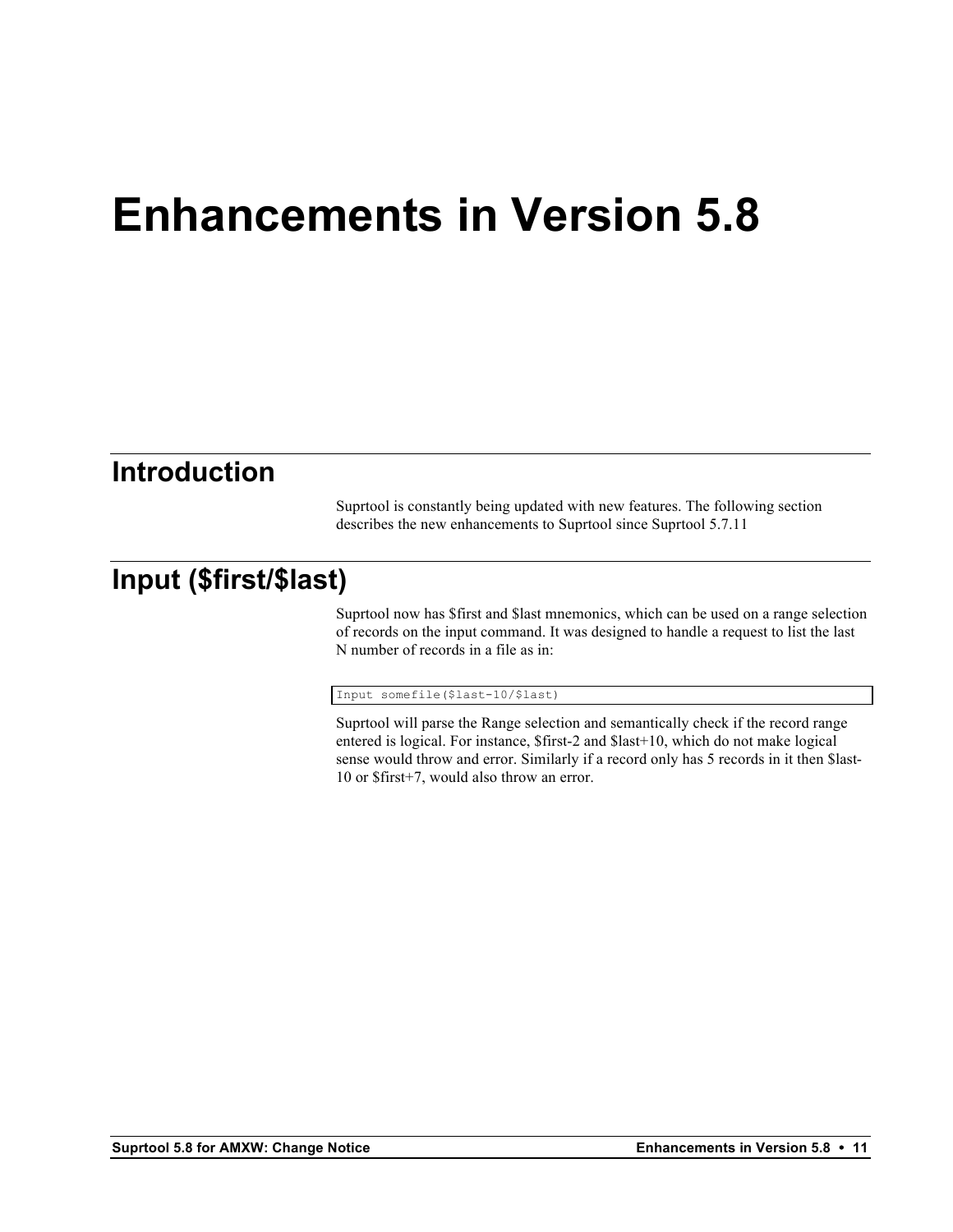# Enhancements in Version 5.8

## Introduction

Suprtool is constantly being updated with new features. The following section describes the new enhancements to Suprtool since Suprtool 5.7.11

## Input ($first/$last)

Suprtool now has $first and $last mnemonics, which can be used on a range selection of records on the input command. It was designed to handle a request to list the last N number of records in a file as in:

```
Input somefile($last-10/$last)
```

Suprtool will parse the Range selection and semantically check if the record range entered is logical. For instance, $first-2 and $last+10, which do not make logical sense would throw and error. Similarly if a record only has 5 records in it then $last-10 or $first+7, would also throw an error.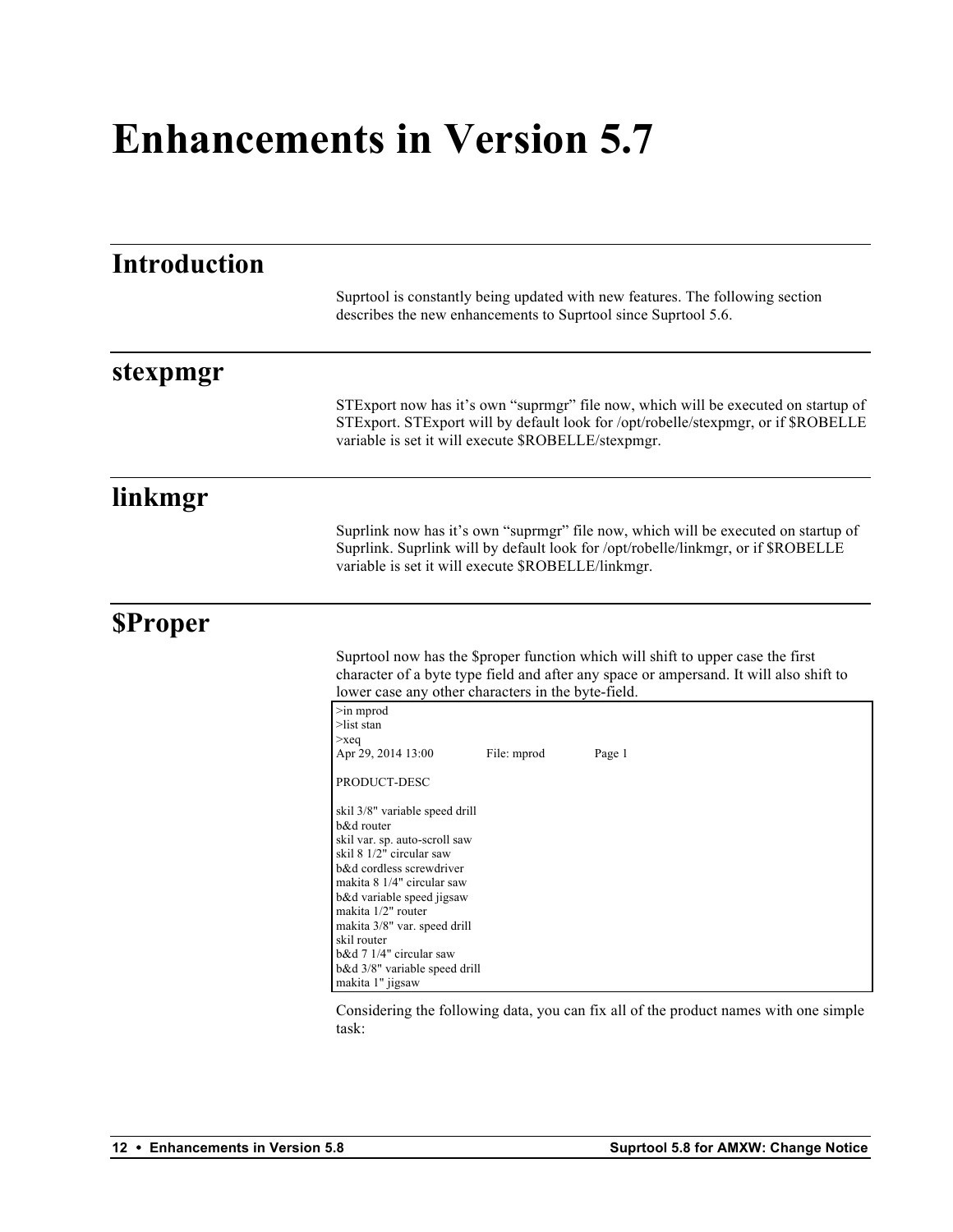# Enhancements in Version 5.7

## Introduction

Suprtool is constantly being updated with new features. The following section describes the new enhancements to Suprtool since Suprtool 5.6.

## stexpmgr

STExport now has it's own "suprmgr" file now, which will be executed on startup of STExport. STExport will by default look for /opt/robelle/stexpmgr, or if $ROBELLE variable is set it will execute $ROBELLE/stexpmgr.

## linkmgr

Suprlink now has it's own "suprmgr" file now, which will be executed on startup of Suprlink. Suprlink will by default look for /opt/robelle/linkmgr, or if $ROBELLE variable is set it will execute $ROBELLE/linkmgr.

## $Proper

Suprtool now has the $proper function which will shift to upper case the first character of a byte type field and after any space or ampersand. It will also shift to lower case any other characters in the byte-field.

```
>in mprod
>list stan
>xeq
Apr 29, 2014 13:00              File: mprod              Page 1

PRODUCT-DESC

skil 3/8" variable speed drill
b&d router
skil var. sp. auto-scroll saw
skil 8 1/2" circular saw
b&d cordless screwdriver
makita 8 1/4" circular saw
b&d variable speed jigsaw
makita 1/2" router
makita 3/8" var. speed drill
skil router
b&d 7 1/4" circular saw
b&d 3/8" variable speed drill
makita 1" jigsaw
```

Considering the following data, you can fix all of the product names with one simple task: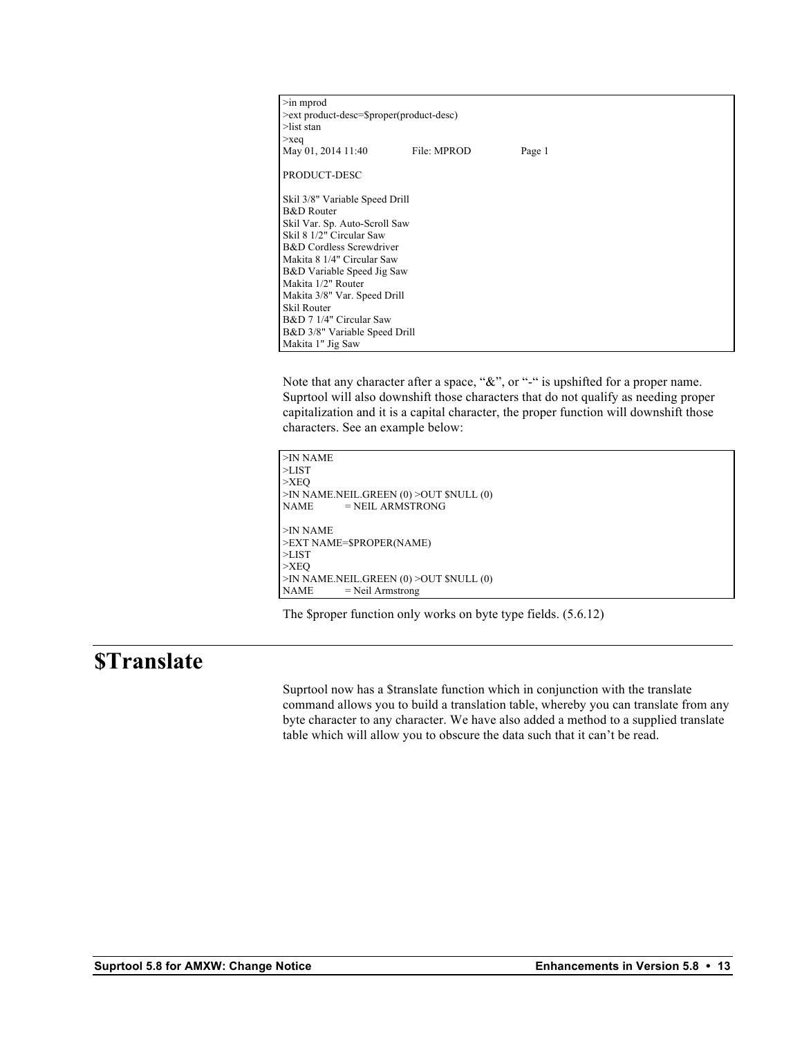```
>in mprod
>ext product-desc=$proper(product-desc)
>list stan
>xeq
May 01, 2014 11:40              File: MPROD              Page 1

PRODUCT-DESC

Skil 3/8" Variable Speed Drill
B&D Router
Skil Var. Sp. Auto-Scroll Saw
Skil 8 1/2" Circular Saw
B&D Cordless Screwdriver
Makita 8 1/4" Circular Saw
B&D Variable Speed Jig Saw
Makita 1/2" Router
Makita 3/8" Var. Speed Drill
Skil Router
B&D 7 1/4" Circular Saw
B&D 3/8" Variable Speed Drill
Makita 1" Jig Saw
```

Note that any character after a space, "&", or "-" is upshifted for a proper name. Suprtool will also downshift those characters that do not qualify as needing proper capitalization and it is a capital character, the proper function will downshift those characters. See an example below:

```
>IN NAME
>LIST
>XEQ
>IN NAME.NEIL.GREEN (0) >OUT $NULL (0)
NAME          = NEIL ARMSTRONG

>IN NAME
>EXT NAME=$PROPER(NAME)
>LIST
>XEQ
>IN NAME.NEIL.GREEN (0) >OUT $NULL (0)
NAME          = Neil Armstrong
```

The $proper function only works on byte type fields. (5.6.12)

# $Translate

Suprtool now has a $translate function which in conjunction with the translate command allows you to build a translation table, whereby you can translate from any byte character to any character. We have also added a method to a supplied translate table which will allow you to obscure the data such that it can't be read.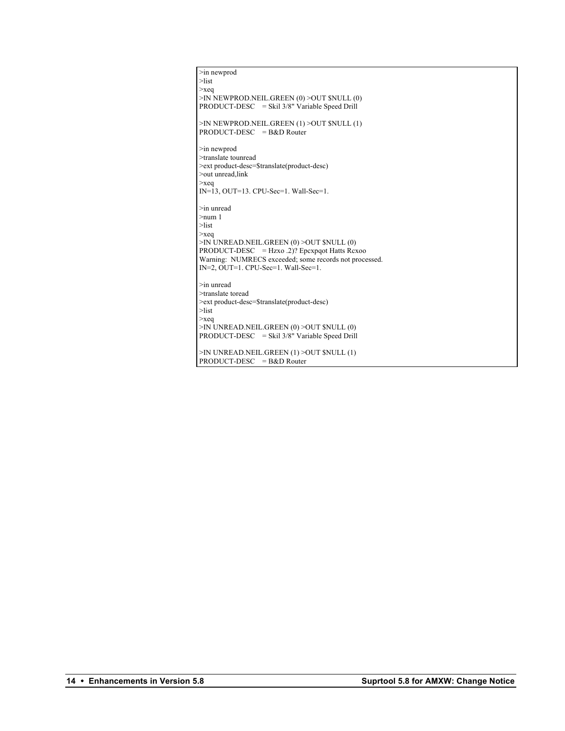```
>in newprod
>list
>xeq
>IN NEWPROD.NEIL.GREEN (0) >OUT $NULL (0)
PRODUCT-DESC    = Skil 3/8" Variable Speed Drill

>IN NEWPROD.NEIL.GREEN (1) >OUT $NULL (1)
PRODUCT-DESC    = B&D Router

>in newprod
>translate tounread
>ext product-desc=$translate(product-desc)
>out unread,link
>xeq
IN=13, OUT=13. CPU-Sec=1. Wall-Sec=1.

>in unread
>num 1
>list
>xeq
>IN UNREAD.NEIL.GREEN (0) >OUT $NULL (0)
PRODUCT-DESC    = Hzxo .2)? Epcxpqot Hatts Rcxoo
Warning:  NUMRECS exceeded; some records not processed.
IN=2, OUT=1. CPU-Sec=1. Wall-Sec=1.

>in unread
>translate toread
>ext product-desc=$translate(product-desc)
>list
>xeq
>IN UNREAD.NEIL.GREEN (0) >OUT $NULL (0)
PRODUCT-DESC    = Skil 3/8" Variable Speed Drill

>IN UNREAD.NEIL.GREEN (1) >OUT $NULL (1)
PRODUCT-DESC    = B&D Router
```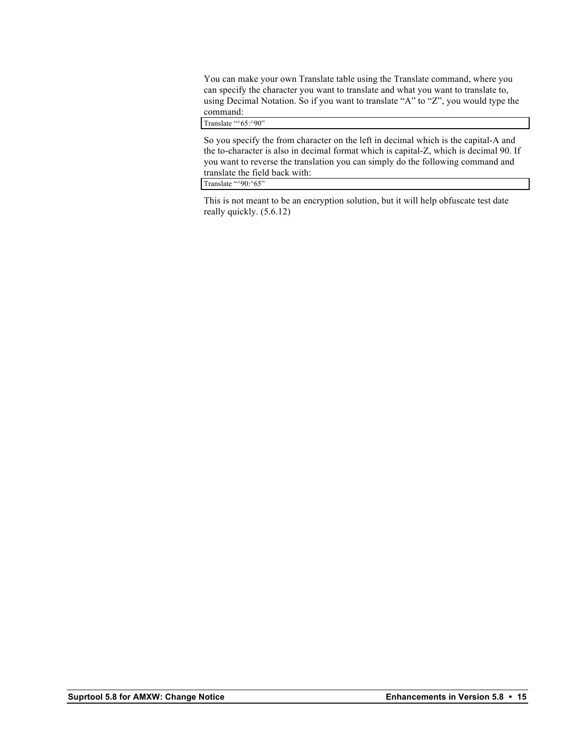You can make your own Translate table using the Translate command, where you can specify the character you want to translate and what you want to translate to, using Decimal Notation. So if you want to translate “A” to “Z”, you would type the command:

```
Translate “^65:^90”
```

So you specify the from character on the left in decimal which is the capital-A and the to-character is also in decimal format which is capital-Z, which is decimal 90. If you want to reverse the translation you can simply do the following command and translate the field back with:

```
Translate “^90:^65”
```

This is not meant to be an encryption solution, but it will help obfuscate test date really quickly. (5.6.12)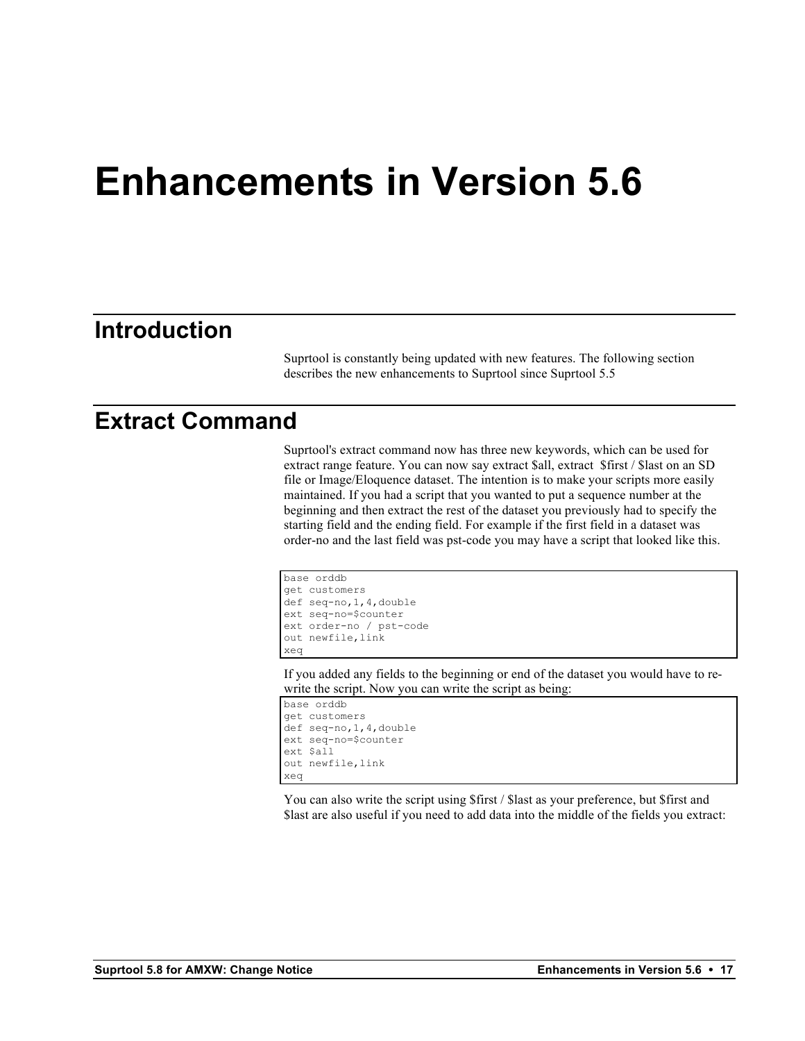# Enhancements in Version 5.6

## Introduction

Suprtool is constantly being updated with new features. The following section describes the new enhancements to Suprtool since Suprtool 5.5

## Extract Command

Suprtool's extract command now has three new keywords, which can be used for extract range feature. You can now say extract $all, extract $first / $last on an SD file or Image/Eloquence dataset. The intention is to make your scripts more easily maintained. If you had a script that you wanted to put a sequence number at the beginning and then extract the rest of the dataset you previously had to specify the starting field and the ending field. For example if the first field in a dataset was order-no and the last field was pst-code you may have a script that looked like this.

```
base orddb
get customers
def seq-no,1,4,double
ext seq-no=$counter
ext order-no / pst-code
out newfile,link
xeq
```

If you added any fields to the beginning or end of the dataset you would have to re-write the script. Now you can write the script as being:

```
base orddb
get customers
def seq-no,1,4,double
ext seq-no=$counter
ext $all
out newfile,link
xeq
```

You can also write the script using $first / $last as your preference, but $first and $last are also useful if you need to add data into the middle of the fields you extract: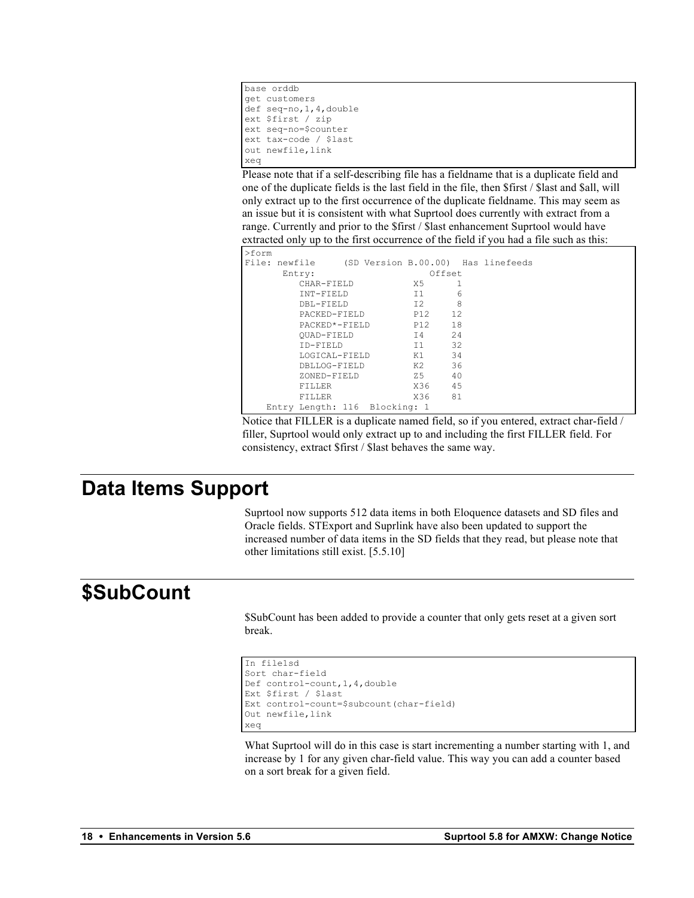```
base orddb
get customers
def seq-no,1,4,double
ext $first / zip
ext seq-no=$counter
ext tax-code / $last
out newfile,link
xeq
```

Please note that if a self-describing file has a fieldname that is a duplicate field and one of the duplicate fields is the last field in the file, then $first / $last and $all, will only extract up to the first occurrence of the duplicate fieldname. This may seem as an issue but it is consistent with what Suprtool does currently with extract from a range. Currently and prior to the $first / $last enhancement Suprtool would have extracted only up to the first occurrence of the field if you had a file such as this:

```
>form
File: newfile     (SD Version B.00.00)  Has linefeeds
      Entry:                     Offset
         CHAR-FIELD           X5      1
         INT-FIELD            I1      6
         DBL-FIELD            I2      8
         PACKED-FIELD         P12    12
         PACKED*-FIELD        P12    18
         QUAD-FIELD           I4     24
         ID-FIELD             I1     32
         LOGICAL-FIELD        K1     34
         DBLLOG-FIELD         K2     36
         ZONED-FIELD          Z5     40
         FILLER               X36    45
         FILLER               X36    81
    Entry Length: 116  Blocking: 1
```

Notice that FILLER is a duplicate named field, so if you entered, extract char-field / filler, Suprtool would only extract up to and including the first FILLER field. For consistency, extract $first / $last behaves the same way.

## Data Items Support

Suprtool now supports 512 data items in both Eloquence datasets and SD files and Oracle fields. STExport and Suprlink have also been updated to support the increased number of data items in the SD fields that they read, but please note that other limitations still exist. [5.5.10]

## $SubCount

$SubCount has been added to provide a counter that only gets reset at a given sort break.

```
In filelsd
Sort char-field
Def control-count,1,4,double
Ext $first / $last
Ext control-count=$subcount(char-field)
Out newfile,link
xeq
```

What Suprtool will do in this case is start incrementing a number starting with 1, and increase by 1 for any given char-field value. This way you can add a counter based on a sort break for a given field.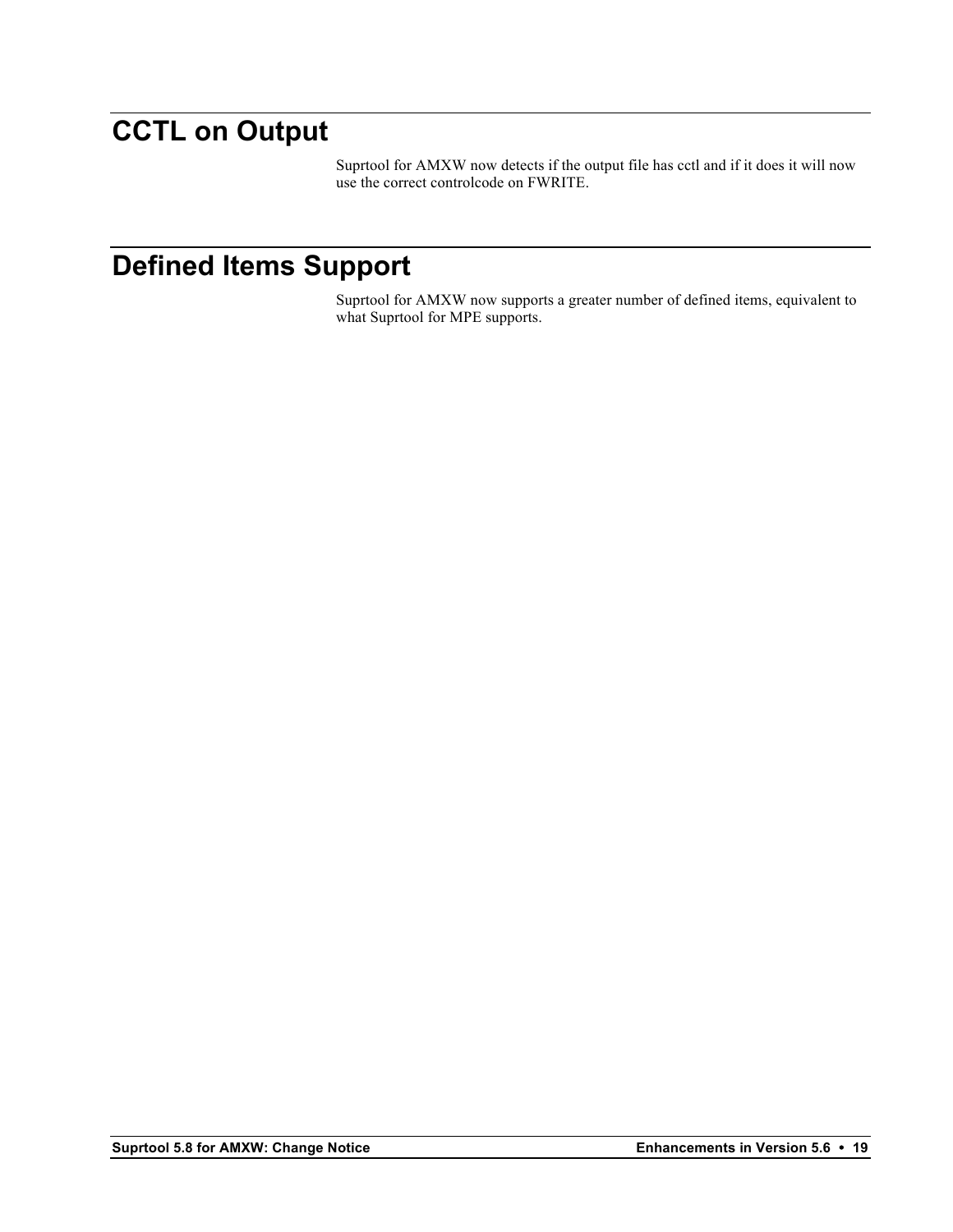# CCTL on Output

Suprtool for AMXW now detects if the output file has cctl and if it does it will now use the correct controlcode on FWRITE.

# Defined Items Support

Suprtool for AMXW now supports a greater number of defined items, equivalent to what Suprtool for MPE supports.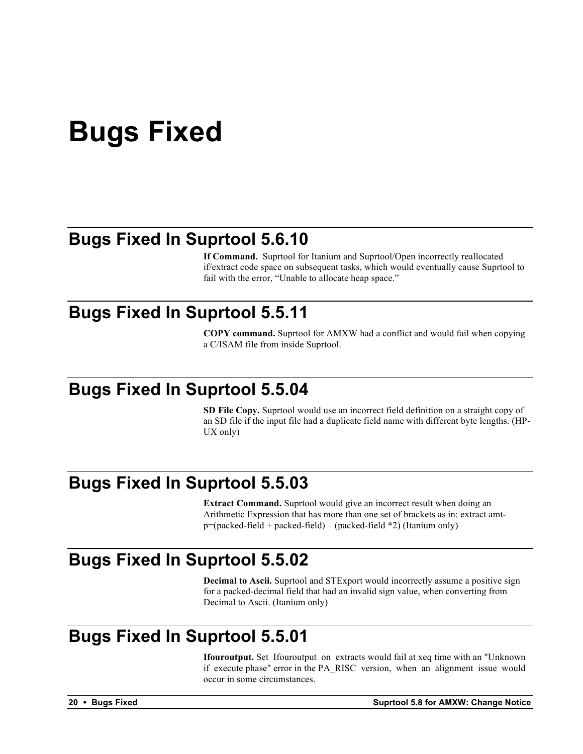# Bugs Fixed

## Bugs Fixed In Suprtool 5.6.10

**If Command.** Suprtool for Itanium and Suprtool/Open incorrectly reallocated if/extract code space on subsequent tasks, which would eventually cause Suprtool to fail with the error, “Unable to allocate heap space.”

## Bugs Fixed In Suprtool 5.5.11

**COPY command.** Suprtool for AMXW had a conflict and would fail when copying a C/ISAM file from inside Suprtool.

## Bugs Fixed In Suprtool 5.5.04

**SD File Copy.** Suprtool would use an incorrect field definition on a straight copy of an SD file if the input file had a duplicate field name with different byte lengths. (HP-UX only)

## Bugs Fixed In Suprtool 5.5.03

**Extract Command.** Suprtool would give an incorrect result when doing an Arithmetic Expression that has more than one set of brackets as in: extract amt-p=(packed-field + packed-field) – (packed-field *2) (Itanium only)

## Bugs Fixed In Suprtool 5.5.02

**Decimal to Ascii.** Suprtool and STExport would incorrectly assume a positive sign for a packed-decimal field that had an invalid sign value, when converting from Decimal to Ascii. (Itanium only)

## Bugs Fixed In Suprtool 5.5.01

**Ifouroutput.** Set Ifouroutput on extracts would fail at xeq time with an "Unknown if execute phase" error in the PA_RISC version, when an alignment issue would occur in some circumstances.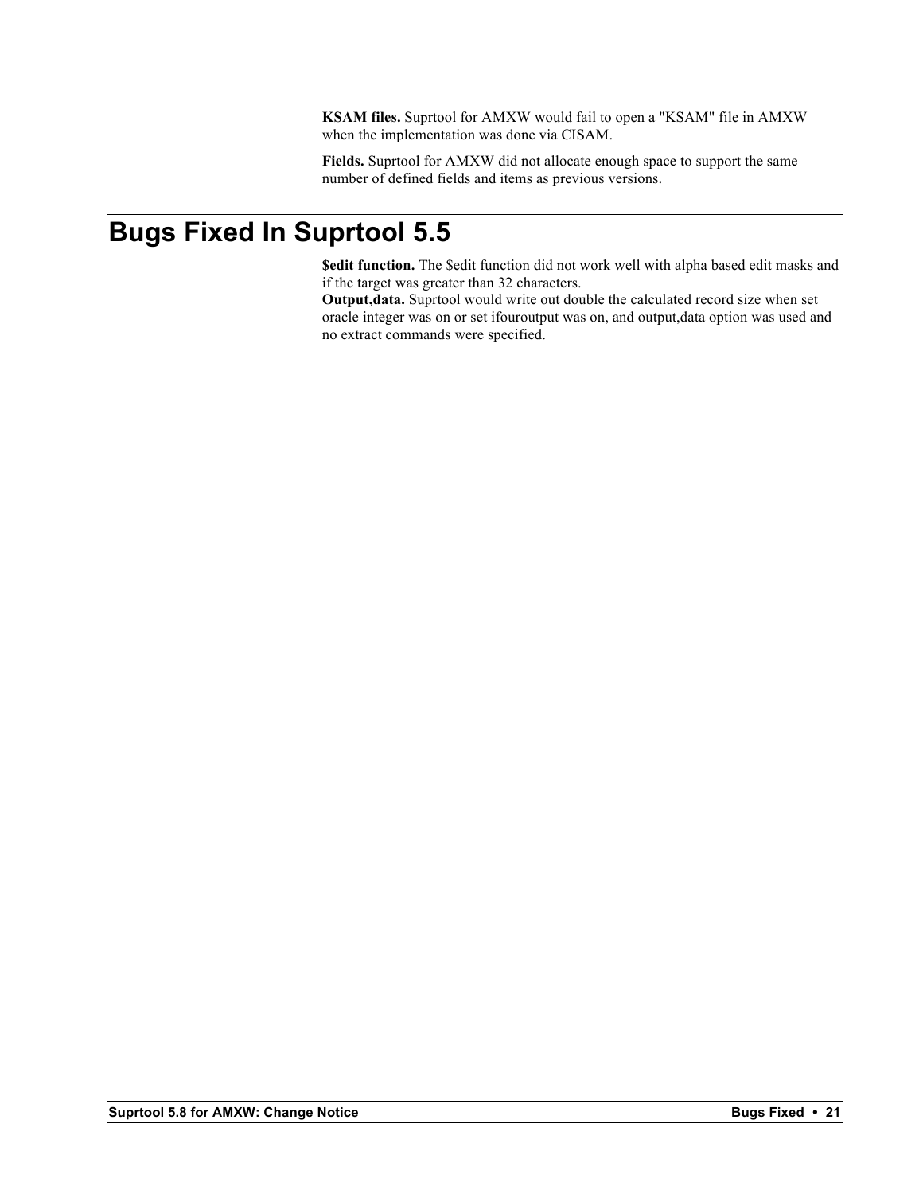**KSAM files.** Suprtool for AMXW would fail to open a "KSAM" file in AMXW when the implementation was done via CISAM.

**Fields.** Suprtool for AMXW did not allocate enough space to support the same number of defined fields and items as previous versions.

# Bugs Fixed In Suprtool 5.5

**$edit function.** The $edit function did not work well with alpha based edit masks and if the target was greater than 32 characters.

**Output,data.** Suprtool would write out double the calculated record size when set oracle integer was on or set ifouroutput was on, and output,data option was used and no extract commands were specified.